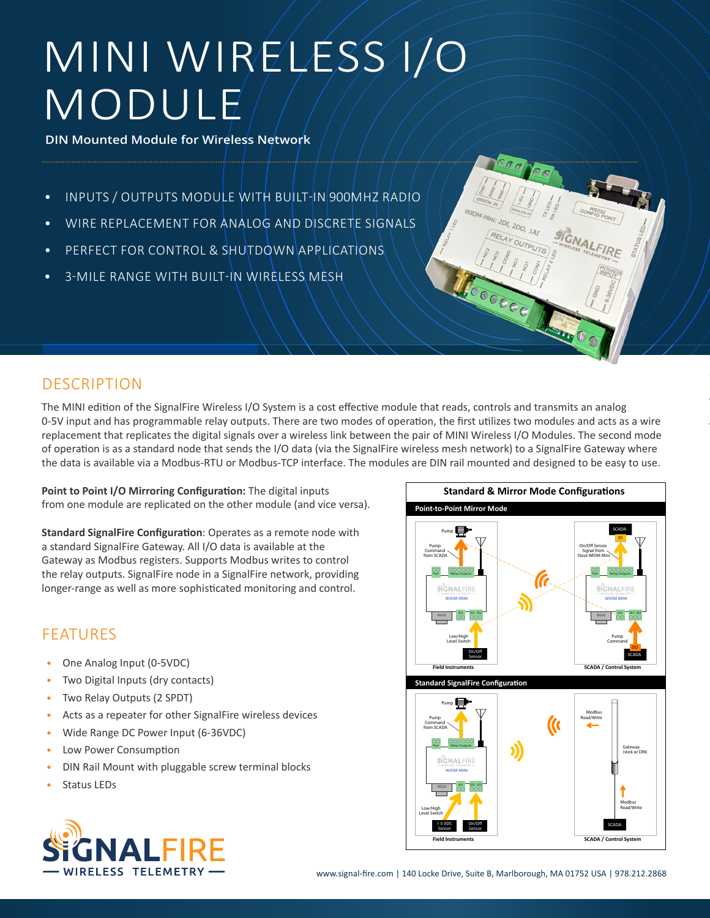# MINI WIRELESS I/O MODULE

**DIN Mounted Module for Wireless Network**

- INPUTS / OUTPUTS MODULE WITH BUILT-IN 900MHZ RADIO
- WIRE REPLACEMENT FOR ANALOG AND DISCRETE SIGNALS
- PERFECT FOR CONTROL & SHUTDOWN APPLICATIONS
- 3-MILE RANGE WITH BUILT-IN WIRELESS MESH

## DESCRIPTION

The MINI edition of the SignalFire Wireless I/O System is a cost effective module that reads, controls and transmits an analog 0-5V input and has programmable relay outputs. There are two modes of operation, the first utilizes two modules and acts as a wire replacement that replicates the digital signals over a wireless link between the pair of MINI Wireless I/O Modules. The second mode of operation is as a standard node that sends the I/O data (via the SignalFire wireless mesh network) to a SignalFire Gateway where the data is available via a Modbus-RTU or Modbus-TCP interface. The modules are DIN rail mounted and designed to be easy to use.

**Point to Point I/O Mirroring Configuration:** The digital inputs from one module are replicated on the other module (and vice versa).

**Standard SignalFire Configuration**: Operates as a remote node with a standard SignalFire Gateway. All I/O data is available at the Gateway as Modbus registers. Supports Modbus writes to control the relay outputs. SignalFire node in a SignalFire network, providing longer-range as well as more sophisticated monitoring and control.

## FEATURES

- One Analog Input (0-5VDC)
- Two Digital Inputs (dry contacts)
- Two Relay Outputs (2 SPDT)
- Acts as a repeater for other SignalFire wireless devices
- Wide Range DC Power Input (6-36VDC)
- Low Power Consumption
- DIN Rail Mount with pluggable screw terminal blocks
- Status LEDs

**Standard & Mirror Mode Configurations**

**Point-to-Point Mirror Mode**

Field Instruments — SCADA / Control System

**Standard SignalFire Configuration**

Field Instruments — SCADA / Control System

www.signal-fire.com | 140 Locke Drive, Suite B, Marlborough, MA 01752 USA | 978.212.2868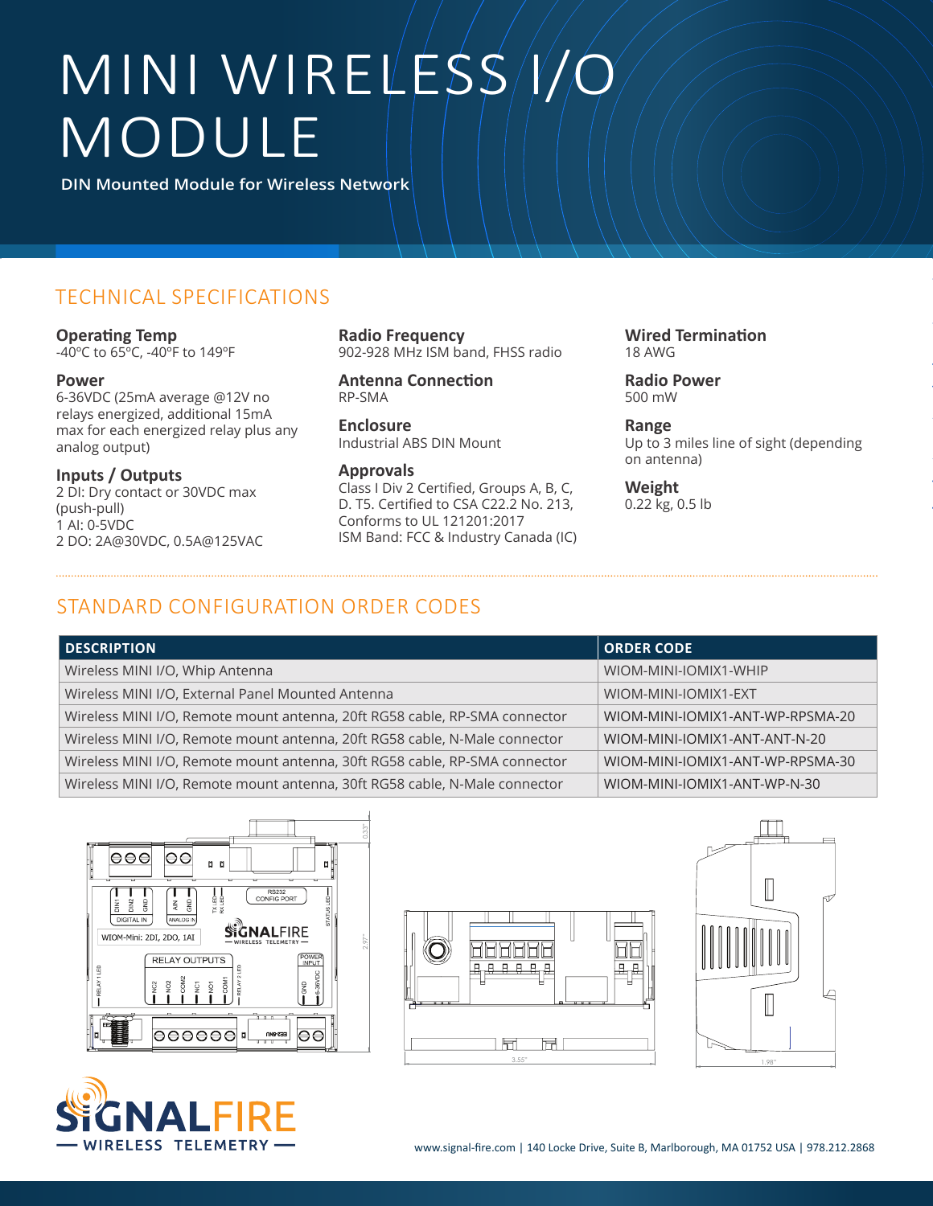# MINI WIRELESS I/O MODULE

DIN Mounted Module for Wireless Network

## TECHNICAL SPECIFICATIONS

**Operating Temp**
-40ºC to 65ºC, -40ºF to 149ºF

**Power**
6-36VDC (25mA average @12V no relays energized, additional 15mA max for each energized relay plus any analog output)

**Inputs / Outputs**
2 DI: Dry contact or 30VDC max (push-pull)
1 AI: 0-5VDC
2 DO: 2A@30VDC, 0.5A@125VAC

**Radio Frequency**
902-928 MHz ISM band, FHSS radio

**Antenna Connection**
RP-SMA

**Enclosure**
Industrial ABS DIN Mount

**Approvals**
Class I Div 2 Certified, Groups A, B, C, D. T5. Certified to CSA C22.2 No. 213, Conforms to UL 121201:2017
ISM Band: FCC & Industry Canada (IC)

**Wired Termination**
18 AWG

**Radio Power**
500 mW

**Range**
Up to 3 miles line of sight (depending on antenna)

**Weight**
0.22 kg, 0.5 lb

## STANDARD CONFIGURATION ORDER CODES

| DESCRIPTION | ORDER CODE |
|---|---|
| Wireless MINI I/O, Whip Antenna | WIOM-MINI-IOMIX1-WHIP |
| Wireless MINI I/O, External Panel Mounted Antenna | WIOM-MINI-IOMIX1-EXT |
| Wireless MINI I/O, Remote mount antenna, 20ft RG58 cable, RP-SMA connector | WIOM-MINI-IOMIX1-ANT-WP-RPSMA-20 |
| Wireless MINI I/O, Remote mount antenna, 20ft RG58 cable, N-Male connector | WIOM-MINI-IOMIX1-ANT-ANT-N-20 |
| Wireless MINI I/O, Remote mount antenna, 30ft RG58 cable, RP-SMA connector | WIOM-MINI-IOMIX1-ANT-WP-RPSMA-30 |
| Wireless MINI I/O, Remote mount antenna, 30ft RG58 cable, N-Male connector | WIOM-MINI-IOMIX1-ANT-WP-N-30 |

www.signal-fire.com | 140 Locke Drive, Suite B, Marlborough, MA 01752 USA | 978.212.2868